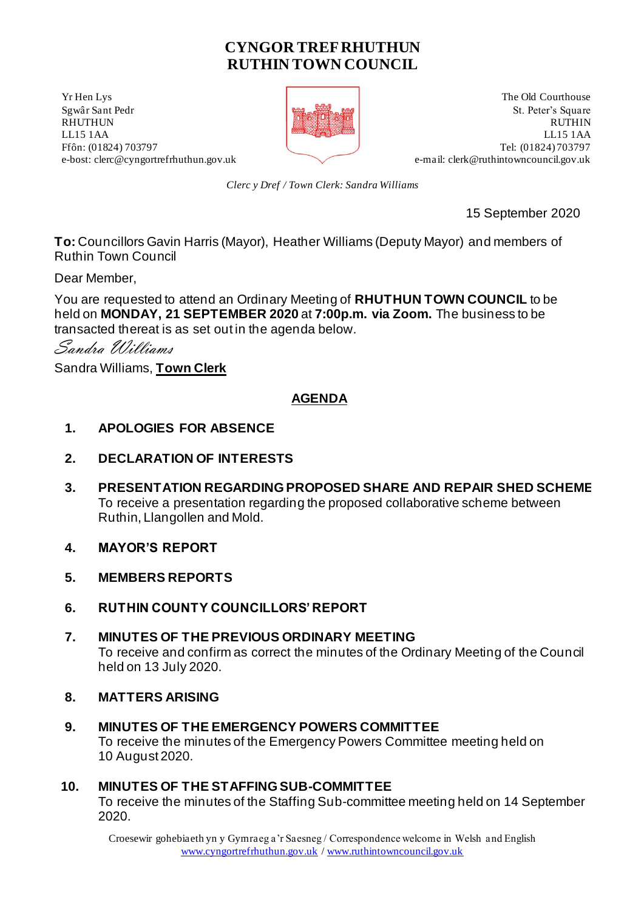# CYNGOR TREF RHUTHUN
# RUTHIN TOWN COUNCIL

Yr Hen Lys
Sgwâr Sant Pedr
RHUTHUN
LL15 1AA
Ffôn: (01824) 703797
e-bost: clerc@cyngortrefrhuthun.gov.uk

The Old Courthouse
St. Peter's Square
RUTHIN
LL15 1AA
Tel: (01824) 703797
e-mail: clerk@ruthintowncouncil.gov.uk

*Clerc y Dref / Town Clerk: Sandra Williams*

15 September 2020

**To:** Councillors Gavin Harris (Mayor), Heather Williams (Deputy Mayor) and members of Ruthin Town Council

Dear Member,

You are requested to attend an Ordinary Meeting of **RHUTHUN TOWN COUNCIL** to be held on **MONDAY, 21 SEPTEMBER 2020** at **7:00p.m. via Zoom.** The business to be transacted thereat is as set out in the agenda below.

*Sandra Williams*

Sandra Williams, **Town Clerk**

## AGENDA

1. **APOLOGIES FOR ABSENCE**

2. **DECLARATION OF INTERESTS**

3. **PRESENTATION REGARDING PROPOSED SHARE AND REPAIR SHED SCHEME**
   To receive a presentation regarding the proposed collaborative scheme between Ruthin, Llangollen and Mold.

4. **MAYOR'S REPORT**

5. **MEMBERS REPORTS**

6. **RUTHIN COUNTY COUNCILLORS' REPORT**

7. **MINUTES OF THE PREVIOUS ORDINARY MEETING**
   To receive and confirm as correct the minutes of the Ordinary Meeting of the Council held on 13 July 2020.

8. **MATTERS ARISING**

9. **MINUTES OF THE EMERGENCY POWERS COMMITTEE**
   To receive the minutes of the Emergency Powers Committee meeting held on 10 August 2020.

10. **MINUTES OF THE STAFFING SUB-COMMITTEE**
    To receive the minutes of the Staffing Sub-committee meeting held on 14 September 2020.

Croesewir gohebiaeth yn y Gymraeg a'r Saesneg / Correspondence welcome in Welsh and English
www.cyngortrefrhuthun.gov.uk / www.ruthintowncouncil.gov.uk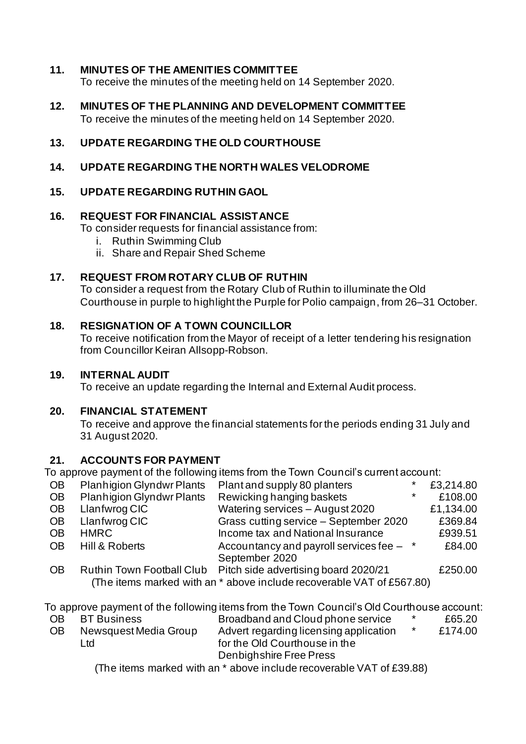## 11. MINUTES OF THE AMENITIES COMMITTEE

To receive the minutes of the meeting held on 14 September 2020.

## 12. MINUTES OF THE PLANNING AND DEVELOPMENT COMMITTEE

To receive the minutes of the meeting held on 14 September 2020.

## 13. UPDATE REGARDING THE OLD COURTHOUSE

## 14. UPDATE REGARDING THE NORTH WALES VELODROME

## 15. UPDATE REGARDING RUTHIN GAOL

## 16. REQUEST FOR FINANCIAL ASSISTANCE

To consider requests for financial assistance from:

i. Ruthin Swimming Club
ii. Share and Repair Shed Scheme

## 17. REQUEST FROM ROTARY CLUB OF RUTHIN

To consider a request from the Rotary Club of Ruthin to illuminate the Old Courthouse in purple to highlight the Purple for Polio campaign, from 26–31 October.

## 18. RESIGNATION OF A TOWN COUNCILLOR

To receive notification from the Mayor of receipt of a letter tendering his resignation from Councillor Keiran Allsopp-Robson.

## 19. INTERNAL AUDIT

To receive an update regarding the Internal and External Audit process.

## 20. FINANCIAL STATEMENT

To receive and approve the financial statements for the periods ending 31 July and 31 August 2020.

## 21. ACCOUNTS FOR PAYMENT

To approve payment of the following items from the Town Council's current account:

| | | | | |
|---|---|---|---|---|
| OB | Planhigion Glyndwr Plants | Plant and supply 80 planters | * | £3,214.80 |
| OB | Planhigion Glyndwr Plants | Rewicking hanging baskets | * | £108.00 |
| OB | Llanfwrog CIC | Watering services – August 2020 | | £1,134.00 |
| OB | Llanfwrog CIC | Grass cutting service – September 2020 | | £369.84 |
| OB | HMRC | Income tax and National Insurance | | £939.51 |
| OB | Hill & Roberts | Accountancy and payroll services fee – September 2020 | * | £84.00 |
| OB | Ruthin Town Football Club | Pitch side advertising board 2020/21 | | £250.00 |

(The items marked with an * above include recoverable VAT of £567.80)

To approve payment of the following items from the Town Council's Old Courthouse account:

| | | | | |
|---|---|---|---|---|
| OB | BT Business | Broadband and Cloud phone service | * | £65.20 |
| OB | Newsquest Media Group Ltd | Advert regarding licensing application for the Old Courthouse in the Denbighshire Free Press | * | £174.00 |

(The items marked with an * above include recoverable VAT of £39.88)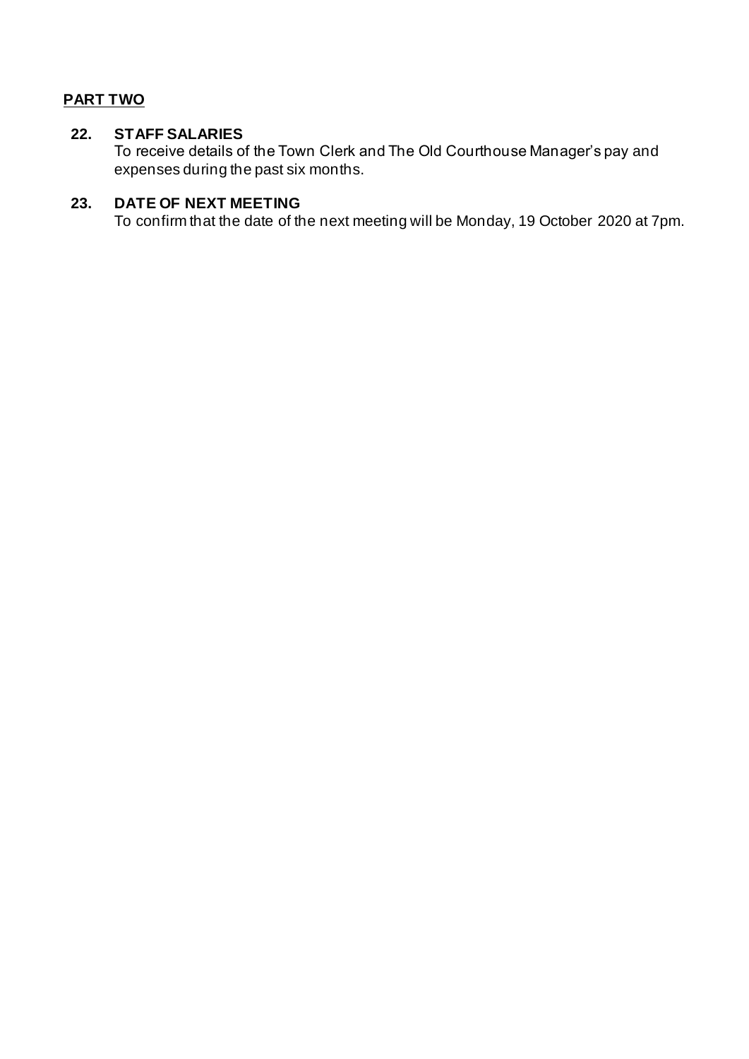**PART TWO**

**22. STAFF SALARIES**

To receive details of the Town Clerk and The Old Courthouse Manager's pay and expenses during the past six months.

**23. DATE OF NEXT MEETING**

To confirm that the date of the next meeting will be Monday, 19 October 2020 at 7pm.